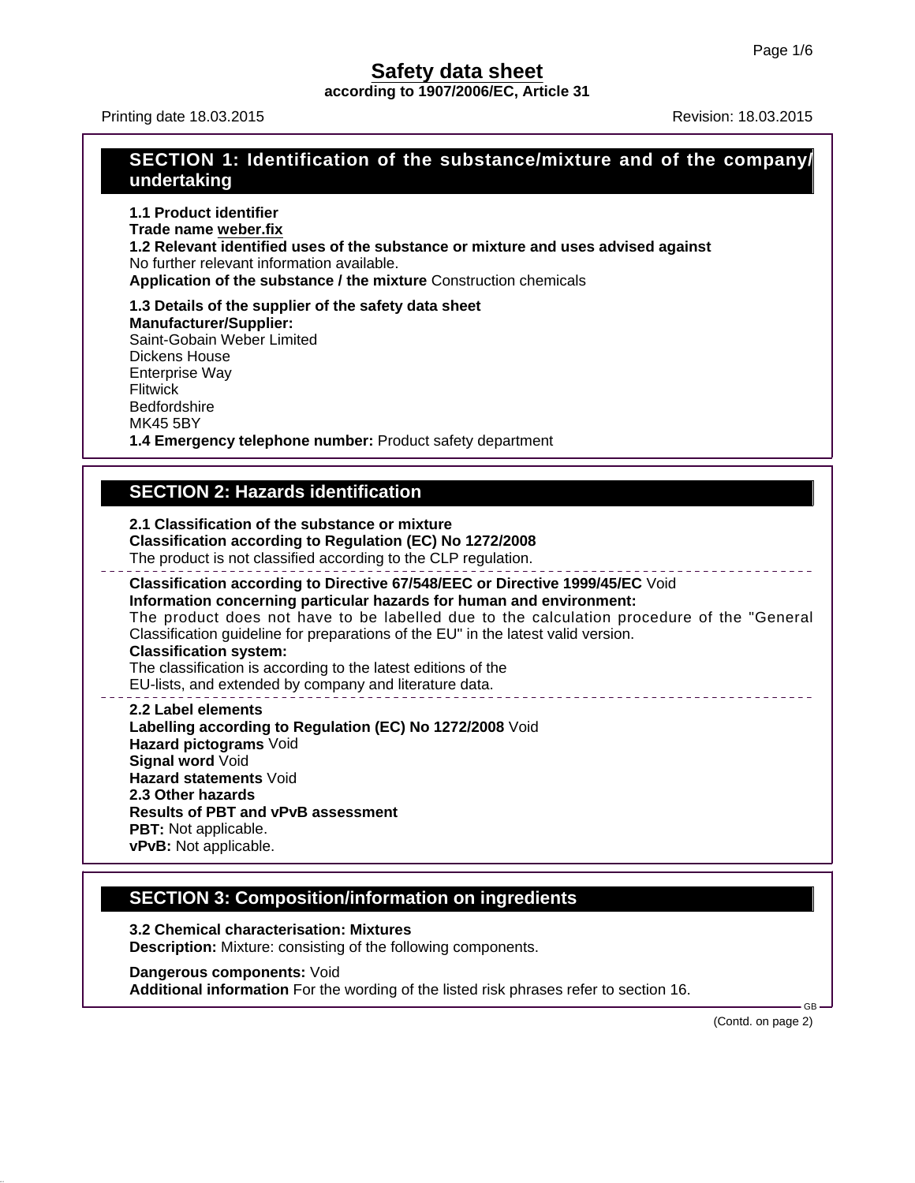# Safety data sheet

**according to 1907/2006/EC, Article 31**

Printing date 18.03.2015 Revision: 18.03.2015

## SECTION 1: Identification of the substance/mixture and of the company/undertaking

**1.1 Product identifier**

**Trade name weber.fix**

**1.2 Relevant identified uses of the substance or mixture and uses advised against**

No further relevant information available.

**Application of the substance / the mixture** Construction chemicals

**1.3 Details of the supplier of the safety data sheet**

**Manufacturer/Supplier:**

Saint-Gobain Weber Limited
Dickens House
Enterprise Way
Flitwick
Bedfordshire
MK45 5BY

**1.4 Emergency telephone number:** Product safety department

## SECTION 2: Hazards identification

**2.1 Classification of the substance or mixture**

**Classification according to Regulation (EC) No 1272/2008**

The product is not classified according to the CLP regulation.

**Classification according to Directive 67/548/EEC or Directive 1999/45/EC** Void

**Information concerning particular hazards for human and environment:**

The product does not have to be labelled due to the calculation procedure of the "General Classification guideline for preparations of the EU" in the latest valid version.

**Classification system:**

The classification is according to the latest editions of the EU-lists, and extended by company and literature data.

**2.2 Label elements**

**Labelling according to Regulation (EC) No 1272/2008** Void

**Hazard pictograms** Void

**Signal word** Void

**Hazard statements** Void

**2.3 Other hazards**

**Results of PBT and vPvB assessment**

**PBT:** Not applicable.

**vPvB:** Not applicable.

## SECTION 3: Composition/information on ingredients

**3.2 Chemical characterisation: Mixtures**

**Description:** Mixture: consisting of the following components.

**Dangerous components:** Void

**Additional information** For the wording of the listed risk phrases refer to section 16.

(Contd. on page 2)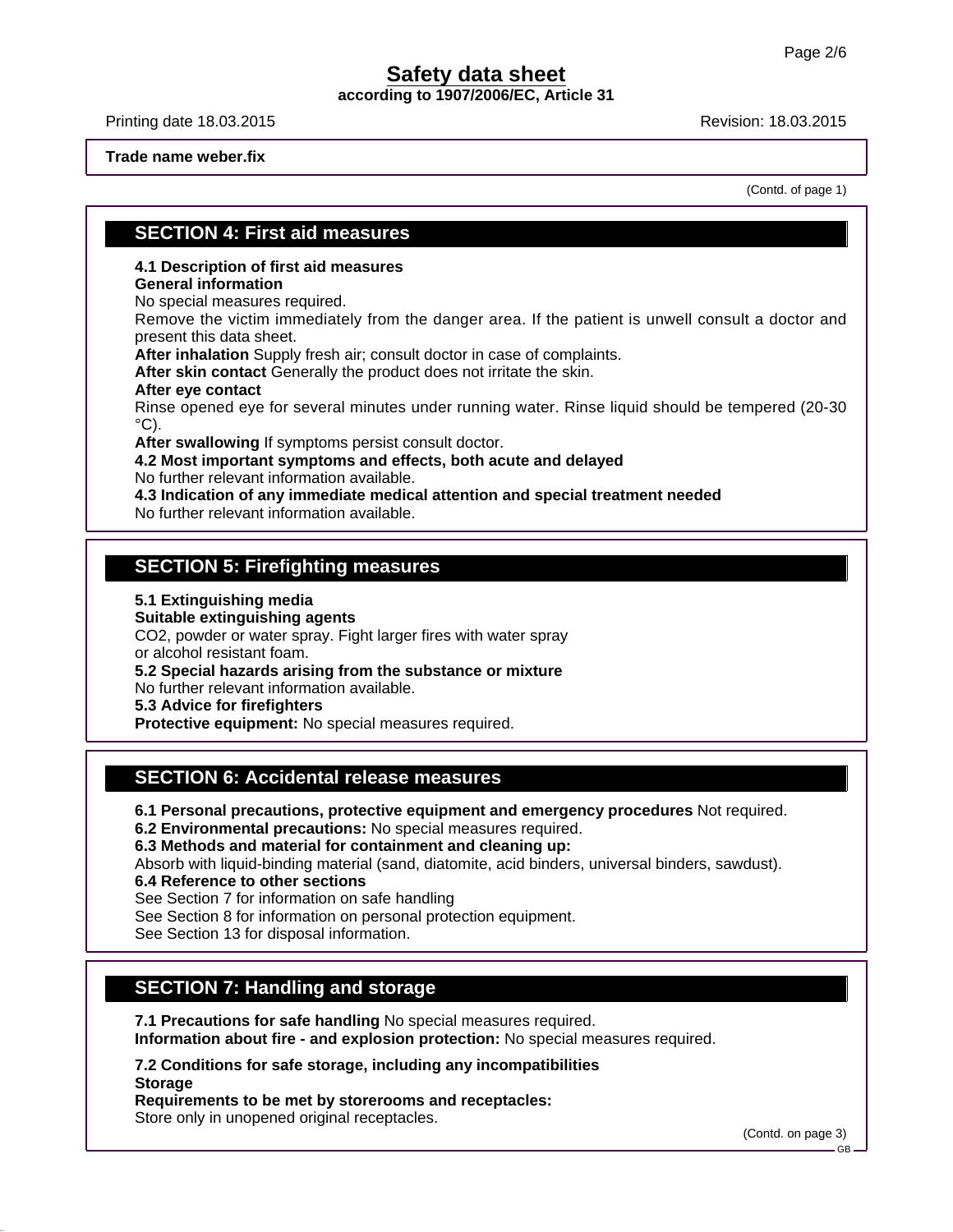**Trade name weber.fix**

(Contd. of page 1)

## SECTION 4: First aid measures

**4.1 Description of first aid measures**
**General information**
No special measures required.
Remove the victim immediately from the danger area. If the patient is unwell consult a doctor and present this data sheet.
**After inhalation** Supply fresh air; consult doctor in case of complaints.
**After skin contact** Generally the product does not irritate the skin.
**After eye contact**
Rinse opened eye for several minutes under running water. Rinse liquid should be tempered (20-30 °C).
**After swallowing** If symptoms persist consult doctor.
**4.2 Most important symptoms and effects, both acute and delayed**
No further relevant information available.
**4.3 Indication of any immediate medical attention and special treatment needed**
No further relevant information available.

## SECTION 5: Firefighting measures

**5.1 Extinguishing media**
**Suitable extinguishing agents**
$CO_2$, powder or water spray. Fight larger fires with water spray or alcohol resistant foam.
**5.2 Special hazards arising from the substance or mixture**
No further relevant information available.
**5.3 Advice for firefighters**
**Protective equipment:** No special measures required.

## SECTION 6: Accidental release measures

**6.1 Personal precautions, protective equipment and emergency procedures** Not required.
**6.2 Environmental precautions:** No special measures required.
**6.3 Methods and material for containment and cleaning up:**
Absorb with liquid-binding material (sand, diatomite, acid binders, universal binders, sawdust).
**6.4 Reference to other sections**
See Section 7 for information on safe handling
See Section 8 for information on personal protection equipment.
See Section 13 for disposal information.

## SECTION 7: Handling and storage

**7.1 Precautions for safe handling** No special measures required.
**Information about fire - and explosion protection:** No special measures required.

**7.2 Conditions for safe storage, including any incompatibilities**
**Storage**
**Requirements to be met by storerooms and receptacles:**
Store only in unopened original receptacles.

(Contd. on page 3)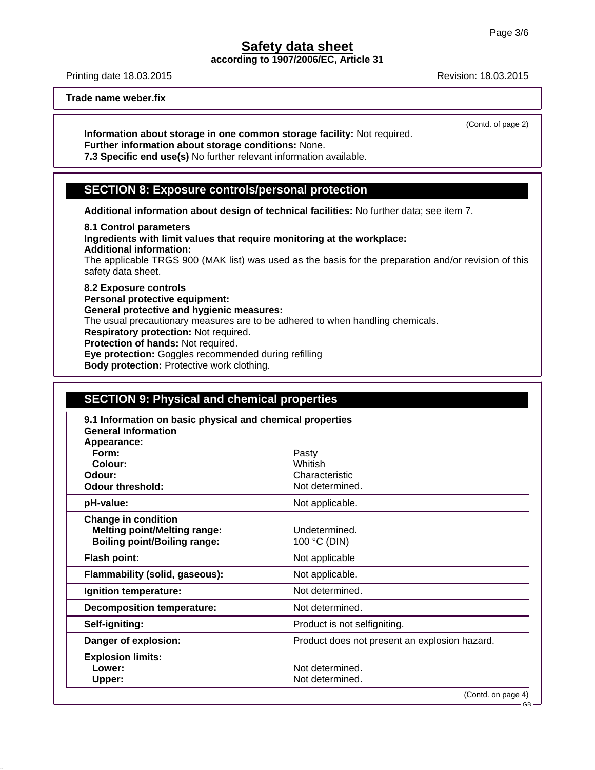**Trade name weber.fix**

(Contd. of page 2)

**Information about storage in one common storage facility:** Not required.
**Further information about storage conditions:** None.
**7.3 Specific end use(s)** No further relevant information available.

## SECTION 8: Exposure controls/personal protection

**Additional information about design of technical facilities:** No further data; see item 7.

**8.1 Control parameters**
**Ingredients with limit values that require monitoring at the workplace:**
**Additional information:**
The applicable TRGS 900 (MAK list) was used as the basis for the preparation and/or revision of this safety data sheet.

**8.2 Exposure controls**
**Personal protective equipment:**
**General protective and hygienic measures:**
The usual precautionary measures are to be adhered to when handling chemicals.
**Respiratory protection:** Not required.
**Protection of hands:** Not required.
**Eye protection:** Goggles recommended during refilling
**Body protection:** Protective work clothing.

## SECTION 9: Physical and chemical properties

| **9.1 Information on basic physical and chemical properties** | |
|---|---|
| **General Information** | |
| **Appearance:** | |
| **Form:** | Pasty |
| **Colour:** | Whitish |
| **Odour:** | Characteristic |
| **Odour threshold:** | Not determined. |
| **pH-value:** | Not applicable. |
| **Change in condition** | |
| **Melting point/Melting range:** | Undetermined. |
| **Boiling point/Boiling range:** | 100 °C (DIN) |
| **Flash point:** | Not applicable |
| **Flammability (solid, gaseous):** | Not applicable. |
| **Ignition temperature:** | Not determined. |
| **Decomposition temperature:** | Not determined. |
| **Self-igniting:** | Product is not selfigniting. |
| **Danger of explosion:** | Product does not present an explosion hazard. |
| **Explosion limits:** | |
| **Lower:** | Not determined. |
| **Upper:** | Not determined. |

(Contd. on page 4)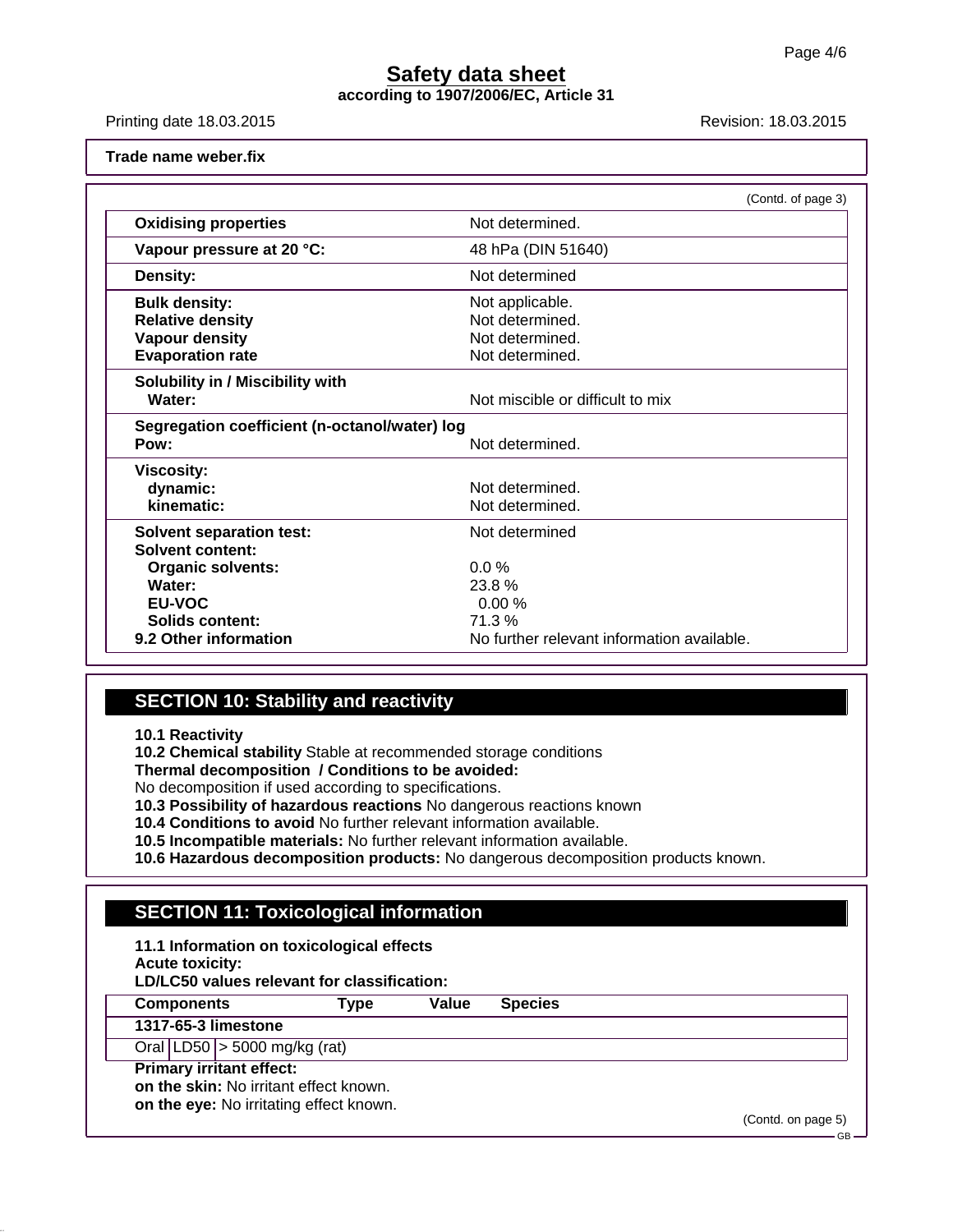**Trade name weber.fix**

(Contd. of page 3)

| | |
|---|---|
| **Oxidising properties** | Not determined. |
| **Vapour pressure at 20 °C:** | 48 hPa (DIN 51640) |
| **Density:** | Not determined |
| **Bulk density:** | Not applicable. |
| **Relative density** | Not determined. |
| **Vapour density** | Not determined. |
| **Evaporation rate** | Not determined. |
| **Solubility in / Miscibility with** | |
| **Water:** | Not miscible or difficult to mix |
| **Segregation coefficient (n-octanol/water) log Pow:** | Not determined. |
| **Viscosity:** | |
| **dynamic:** | Not determined. |
| **kinematic:** | Not determined. |
| **Solvent separation test:** | Not determined |
| **Solvent content:** | |
| **Organic solvents:** | 0.0 % |
| **Water:** | 23.8 % |
| **EU-VOC** | 0.00 % |
| **Solids content:** | 71.3 % |
| **9.2 Other information** | No further relevant information available. |

## SECTION 10: Stability and reactivity

**10.1 Reactivity**
**10.2 Chemical stability** Stable at recommended storage conditions
**Thermal decomposition / Conditions to be avoided:**
No decomposition if used according to specifications.
**10.3 Possibility of hazardous reactions** No dangerous reactions known
**10.4 Conditions to avoid** No further relevant information available.
**10.5 Incompatible materials:** No further relevant information available.
**10.6 Hazardous decomposition products:** No dangerous decomposition products known.

## SECTION 11: Toxicological information

**11.1 Information on toxicological effects**
**Acute toxicity:**
**LD/LC50 values relevant for classification:**

| Components | Type | Value | Species |
|---|---|---|---|
| **1317-65-3 limestone** | | | |
| Oral | LD50 | > 5000 mg/kg (rat) | |

**Primary irritant effect:**
**on the skin:** No irritant effect known.
**on the eye:** No irritating effect known.

(Contd. on page 5)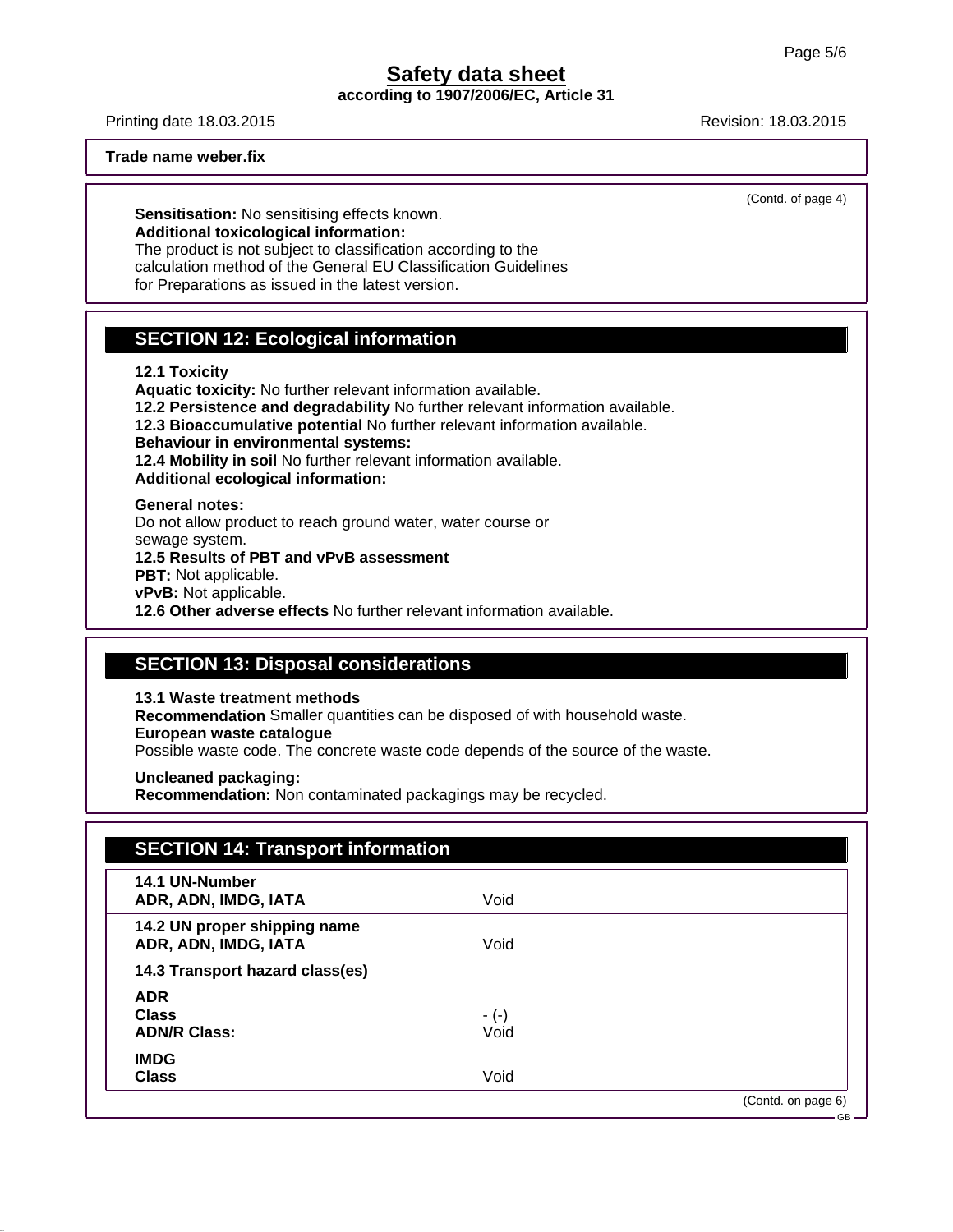**Trade name weber.fix**

(Contd. of page 4)

**Sensitisation:** No sensitising effects known.
**Additional toxicological information:**
The product is not subject to classification according to the calculation method of the General EU Classification Guidelines for Preparations as issued in the latest version.

## SECTION 12: Ecological information

**12.1 Toxicity**
**Aquatic toxicity:** No further relevant information available.
**12.2 Persistence and degradability** No further relevant information available.
**12.3 Bioaccumulative potential** No further relevant information available.
**Behaviour in environmental systems:**
**12.4 Mobility in soil** No further relevant information available.
**Additional ecological information:**

**General notes:**
Do not allow product to reach ground water, water course or sewage system.
**12.5 Results of PBT and vPvB assessment**
**PBT:** Not applicable.
**vPvB:** Not applicable.
**12.6 Other adverse effects** No further relevant information available.

## SECTION 13: Disposal considerations

**13.1 Waste treatment methods**
**Recommendation** Smaller quantities can be disposed of with household waste.
**European waste catalogue**
Possible waste code. The concrete waste code depends of the source of the waste.

**Uncleaned packaging:**
**Recommendation:** Non contaminated packagings may be recycled.

## SECTION 14: Transport information

| | |
|---|---|
| **14.1 UN-Number** | |
| **ADR, ADN, IMDG, IATA** | Void |
| **14.2 UN proper shipping name** | |
| **ADR, ADN, IMDG, IATA** | Void |
| **14.3 Transport hazard class(es)** | |
| **ADR** | |
| **Class** | - (-) |
| **ADN/R Class:** | Void |
| **IMDG** | |
| **Class** | Void |

(Contd. on page 6)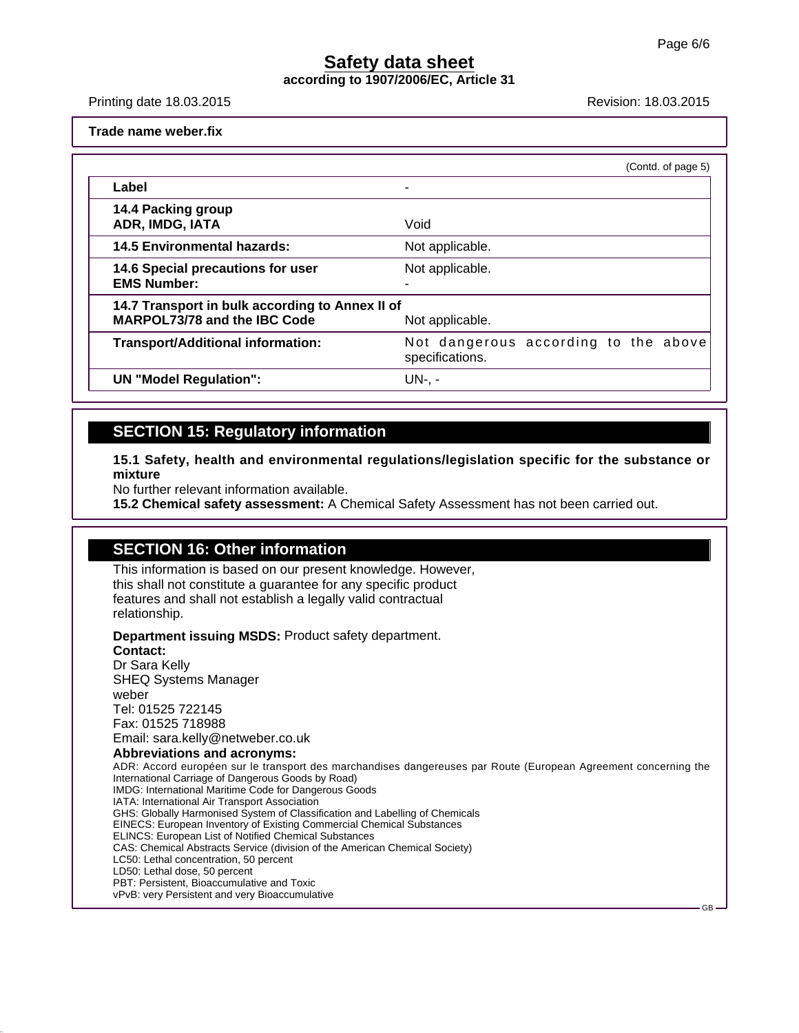# Safety data sheet

**according to 1907/2006/EC, Article 31**

Printing date 18.03.2015 Revision: 18.03.2015

**Trade name weber.fix**

(Contd. of page 5)

| | |
|---|---|
| **Label** | - |
| **14.4 Packing group**<br>**ADR, IMDG, IATA** | Void |
| **14.5 Environmental hazards:** | Not applicable. |
| **14.6 Special precautions for user**<br>**EMS Number:** | Not applicable.<br>- |
| **14.7 Transport in bulk according to Annex II of MARPOL73/78 and the IBC Code** | Not applicable. |
| **Transport/Additional information:** | Not dangerous according to the above specifications. |
| **UN "Model Regulation":** | UN-, - |

## SECTION 15: Regulatory information

**15.1 Safety, health and environmental regulations/legislation specific for the substance or mixture**

No further relevant information available.

**15.2 Chemical safety assessment:** A Chemical Safety Assessment has not been carried out.

## SECTION 16: Other information

This information is based on our present knowledge. However, this shall not constitute a guarantee for any specific product features and shall not establish a legally valid contractual relationship.

**Department issuing MSDS:** Product safety department.

**Contact:**
Dr Sara Kelly
SHEQ Systems Manager
weber
Tel: 01525 722145
Fax: 01525 718988
Email: sara.kelly@netweber.co.uk

**Abbreviations and acronyms:**

ADR: Accord européen sur le transport des marchandises dangereuses par Route (European Agreement concerning the International Carriage of Dangerous Goods by Road)
IMDG: International Maritime Code for Dangerous Goods
IATA: International Air Transport Association
GHS: Globally Harmonised System of Classification and Labelling of Chemicals
EINECS: European Inventory of Existing Commercial Chemical Substances
ELINCS: European List of Notified Chemical Substances
CAS: Chemical Abstracts Service (division of the American Chemical Society)
LC50: Lethal concentration, 50 percent
LD50: Lethal dose, 50 percent
PBT: Persistent, Bioaccumulative and Toxic
vPvB: very Persistent and very Bioaccumulative